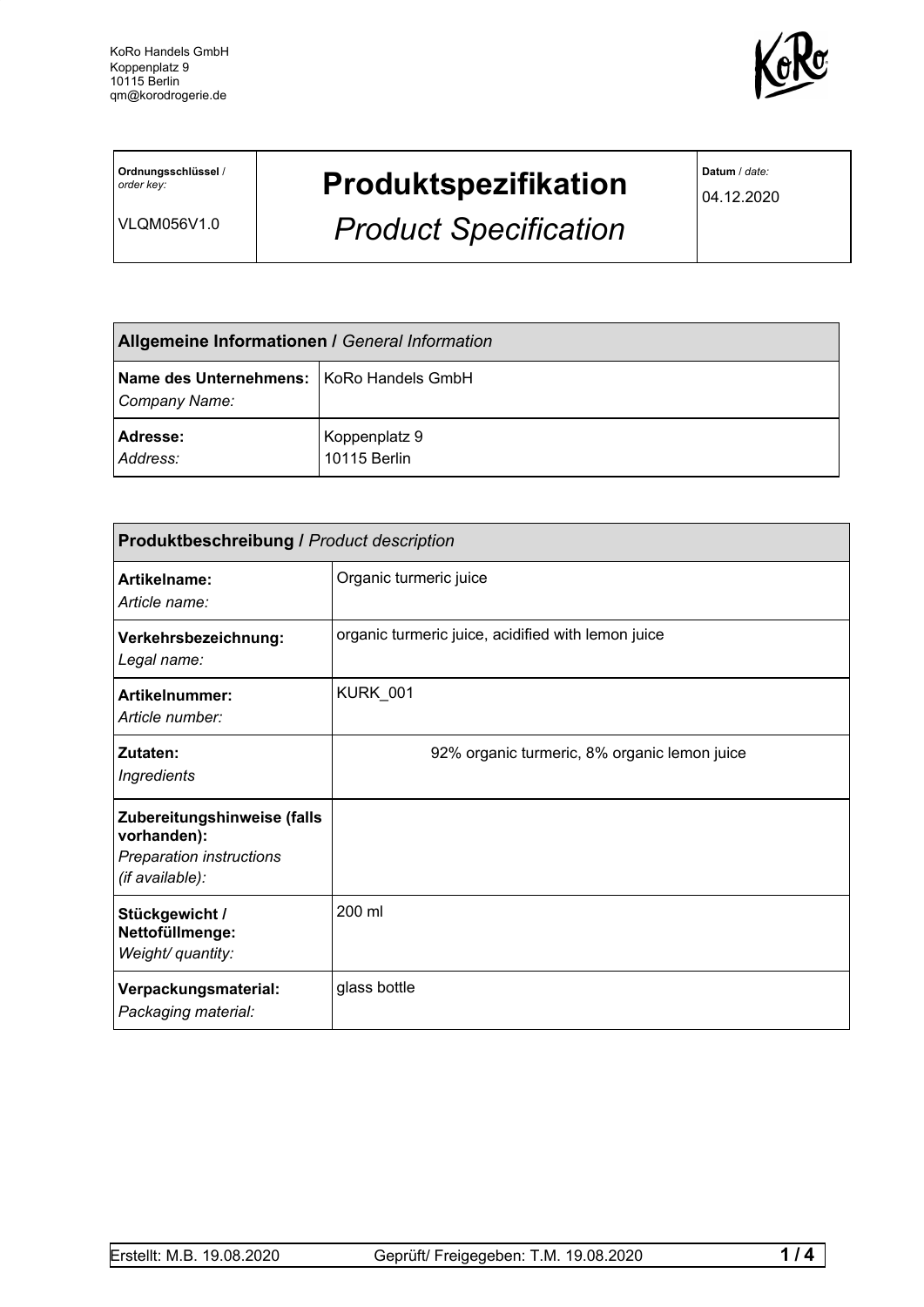KoRo Handels GmbH
Koppenplatz 9
10115 Berlin
qm@korodrogerie.de

| **Ordnungsschlüssel** / *order key:* VLQM056V1.0 | **Produktspezifikation** *Product Specification* | **Datum** / *date:* 04.12.2020 |
|---|---|---|

| **Allgemeine Informationen /** *General Information* | |
|---|---|
| **Name des Unternehmens:** *Company Name:* | KoRo Handels GmbH |
| **Adresse:** *Address:* | Koppenplatz 9 10115 Berlin |

| **Produktbeschreibung /** *Product description* | |
|---|---|
| **Artikelname:** *Article name:* | Organic turmeric juice |
| **Verkehrsbezeichnung:** *Legal name:* | organic turmeric juice, acidified with lemon juice |
| **Artikelnummer:** *Article number:* | KURK_001 |
| **Zutaten:** *Ingredients* | 92% organic turmeric, 8% organic lemon juice |
| **Zubereitungshinweise (falls vorhanden):** *Preparation instructions (if available):* | |
| **Stückgewicht / Nettofüllmenge:** *Weight/ quantity:* | 200 ml |
| **Verpackungsmaterial:** *Packaging material:* | glass bottle |

Erstellt: M.B. 19.08.2020 Geprüft/ Freigegeben: T.M. 19.08.2020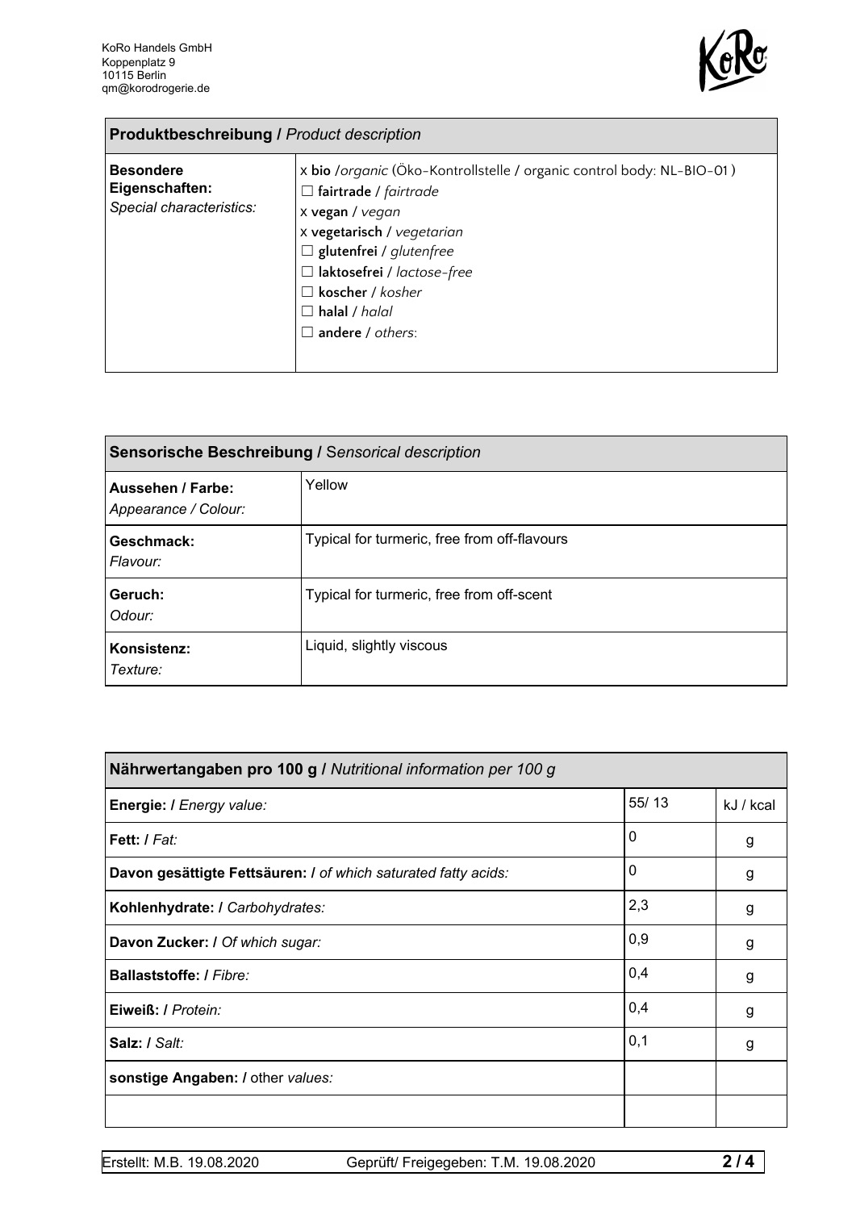| **Produktbeschreibung /** *Product description* | |
|---|---|
| **Besondere Eigenschaften:** *Special characteristics:* | x **bio** /*organic* (Öko-Kontrollstelle / organic control body: NL-BIO-01 ) ☐ **fairtrade** / *fairtrade* x **vegan** / *vegan* x **vegetarisch** / *vegetarian* ☐ **glutenfrei** / *glutenfree* ☐ **laktosefrei** / *lactose-free* ☐ **koscher** / *kosher* ☐ **halal** / *halal* ☐ **andere** / *others*: |

| **Sensorische Beschreibung /** *Sensorical description* | |
|---|---|
| **Aussehen / Farbe:** *Appearance / Colour:* | Yellow |
| **Geschmack:** *Flavour:* | Typical for turmeric, free from off-flavours |
| **Geruch:** *Odour:* | Typical for turmeric, free from off-scent |
| **Konsistenz:** *Texture:* | Liquid, slightly viscous |

| **Nährwertangaben pro 100 g /** *Nutritional information per 100 g* | | |
|---|---|---|
| **Energie: /** *Energy value:* | 55/ 13 | kJ / kcal |
| **Fett: /** *Fat:* | 0 | g |
| **Davon gesättigte Fettsäuren: /** *of which saturated fatty acids:* | 0 | g |
| **Kohlenhydrate: /** *Carbohydrates:* | 2,3 | g |
| **Davon Zucker: /** *Of which sugar:* | 0,9 | g |
| **Ballaststoffe: /** *Fibre:* | 0,4 | g |
| **Eiweiß: /** *Protein:* | 0,4 | g |
| **Salz: /** *Salt:* | 0,1 | g |
| **sonstige Angaben: /** other *values:* | | |
| | | |

Erstellt: M.B. 19.08.2020 Geprüft/ Freigegeben: T.M. 19.08.2020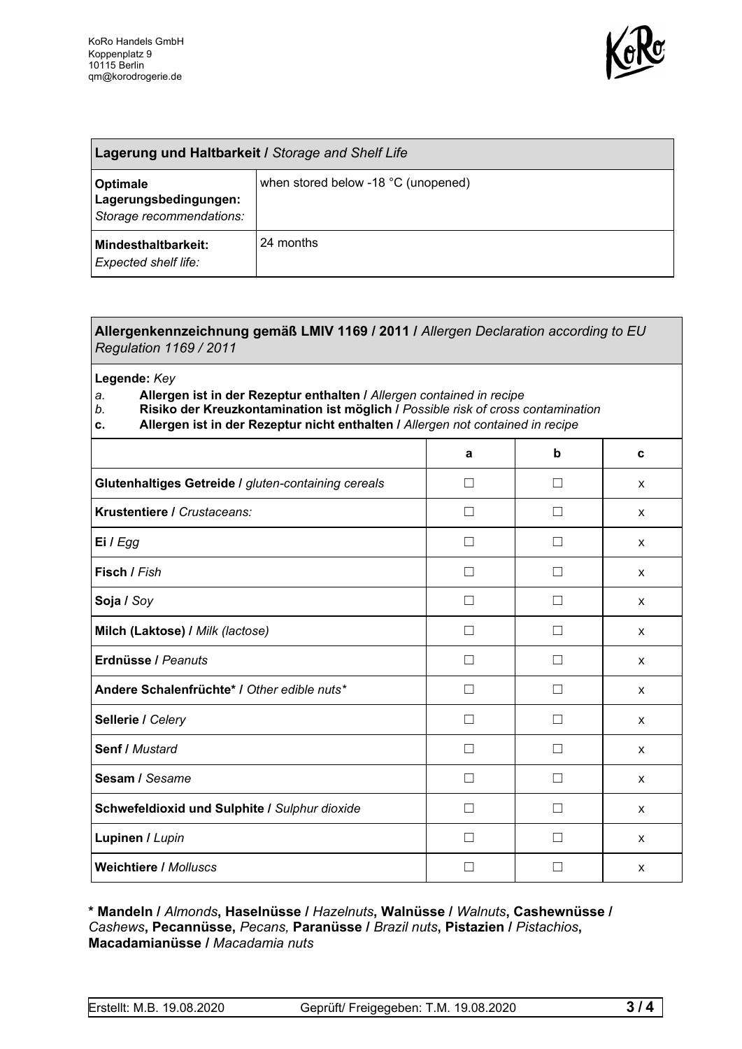KoRo Handels GmbH
Koppenplatz 9
10115 Berlin
qm@korodrogerie.de

| **Lagerung und Haltbarkeit /** *Storage and Shelf Life* | |
|---|---|
| **Optimale Lagerungsbedingungen:** *Storage recommendations:* | when stored below -18 °C (unopened) |
| **Mindesthaltbarkeit:** *Expected shelf life:* | 24 months |

**Allergenkennzeichnung gemäß LMIV 1169 / 2011 /** *Allergen Declaration according to EU Regulation 1169 / 2011*

**Legende:** *Key*

*a.* **Allergen ist in der Rezeptur enthalten /** *Allergen contained in recipe*
*b.* **Risiko der Kreuzkontamination ist möglich /** *Possible risk of cross contamination*
**c.** **Allergen ist in der Rezeptur nicht enthalten /** *Allergen not contained in recipe*

| | a | b | c |
|---|---|---|---|
| **Glutenhaltiges Getreide /** *gluten-containing cereals* | ☐ | ☐ | x |
| **Krustentiere /** *Crustaceans:* | ☐ | ☐ | x |
| **Ei /** *Egg* | ☐ | ☐ | x |
| **Fisch /** *Fish* | ☐ | ☐ | x |
| **Soja /** *Soy* | ☐ | ☐ | x |
| **Milch (Laktose) /** *Milk (lactose)* | ☐ | ☐ | x |
| **Erdnüsse /** *Peanuts* | ☐ | ☐ | x |
| **Andere Schalenfrüchte* /** *Other edible nuts** | ☐ | ☐ | x |
| **Sellerie /** *Celery* | ☐ | ☐ | x |
| **Senf /** *Mustard* | ☐ | ☐ | x |
| **Sesam /** *Sesame* | ☐ | ☐ | x |
| **Schwefeldioxid und Sulphite /** *Sulphur dioxide* | ☐ | ☐ | x |
| **Lupinen /** *Lupin* | ☐ | ☐ | x |
| **Weichtiere /** *Molluscs* | ☐ | ☐ | x |

**\* Mandeln /** *Almonds*, **Haselnüsse /** *Hazelnuts*, **Walnüsse /** *Walnuts*, **Cashewnüsse /** *Cashews*, **Pecannüsse,** *Pecans,* **Paranüsse /** *Brazil nuts*, **Pistazien /** *Pistachios*, **Macadamianüsse /** *Macadamia nuts*

Erstellt: M.B. 19.08.2020 | Geprüft/ Freigegeben: T.M. 19.08.2020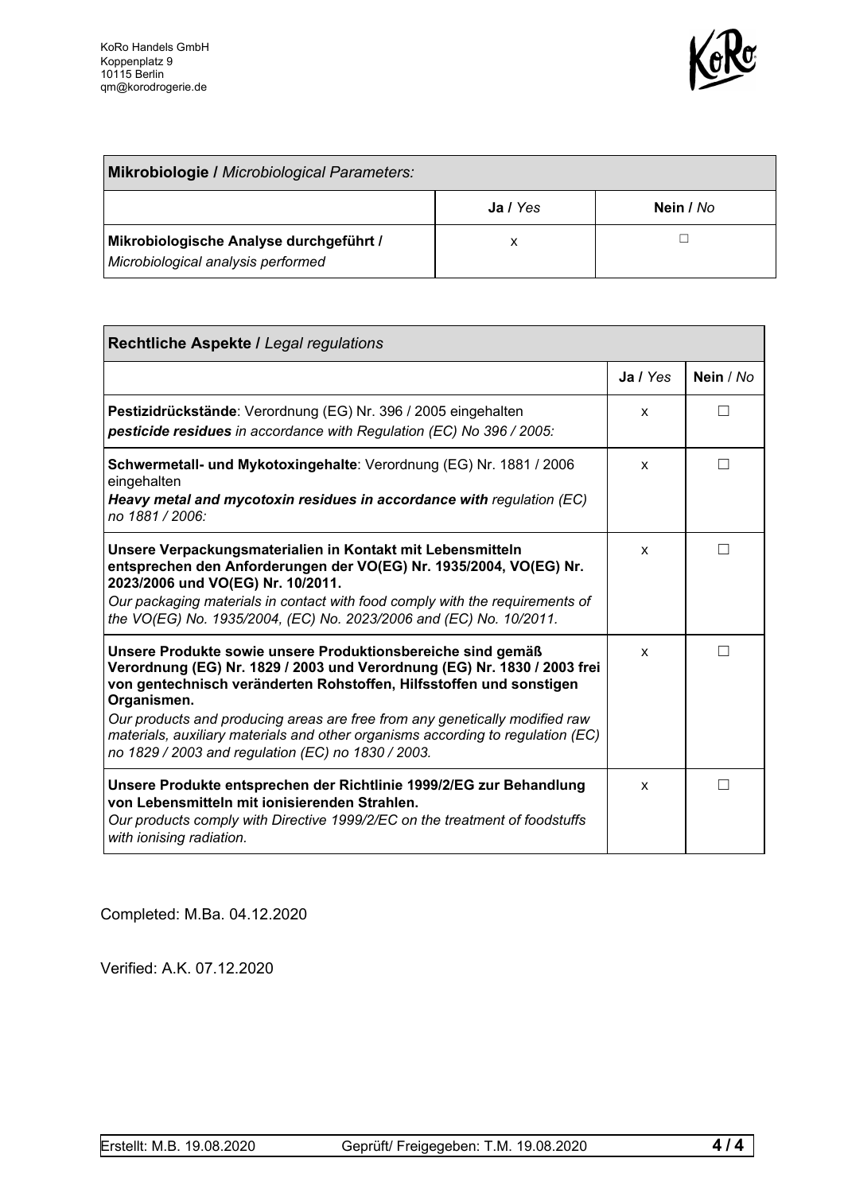KoRo Handels GmbH
Koppenplatz 9
10115 Berlin
qm@korodrogerie.de

| **Mikrobiologie /** *Microbiological Parameters:* | | |
|---|---|---|
| | **Ja /** *Yes* | **Nein /** *No* |
| **Mikrobiologische Analyse durchgeführt /** *Microbiological analysis performed* | x | ☐ |

| **Rechtliche Aspekte /** *Legal regulations* | | |
|---|---|---|
| | **Ja /** *Yes* | **Nein** / *No* |
| **Pestizidrückstände**: Verordnung (EG) Nr. 396 / 2005 eingehalten ***pesticide residues*** *in accordance with Regulation (EC) No 396 / 2005:* | x | ☐ |
| **Schwermetall- und Mykotoxingehalte**: Verordnung (EG) Nr. 1881 / 2006 eingehalten ***Heavy metal and mycotoxin residues in accordance with*** *regulation (EC) no 1881 / 2006:* | x | ☐ |
| **Unsere Verpackungsmaterialien in Kontakt mit Lebensmitteln entsprechen den Anforderungen der VO(EG) Nr. 1935/2004, VO(EG) Nr. 2023/2006 und VO(EG) Nr. 10/2011.** *Our packaging materials in contact with food comply with the requirements of the VO(EG) No. 1935/2004, (EC) No. 2023/2006 and (EC) No. 10/2011.* | x | ☐ |
| **Unsere Produkte sowie unsere Produktionsbereiche sind gemäß Verordnung (EG) Nr. 1829 / 2003 und Verordnung (EG) Nr. 1830 / 2003 frei von gentechnisch veränderten Rohstoffen, Hilfsstoffen und sonstigen Organismen.** *Our products and producing areas are free from any genetically modified raw materials, auxiliary materials and other organisms according to regulation (EC) no 1829 / 2003 and regulation (EC) no 1830 / 2003.* | x | ☐ |
| **Unsere Produkte entsprechen der Richtlinie 1999/2/EG zur Behandlung von Lebensmitteln mit ionisierenden Strahlen.** *Our products comply with Directive 1999/2/EC on the treatment of foodstuffs with ionising radiation.* | x | ☐ |

Completed: M.Ba. 04.12.2020

Verified: A.K. 07.12.2020

Erstellt: M.B. 19.08.2020 | Geprüft/ Freigegeben: T.M. 19.08.2020